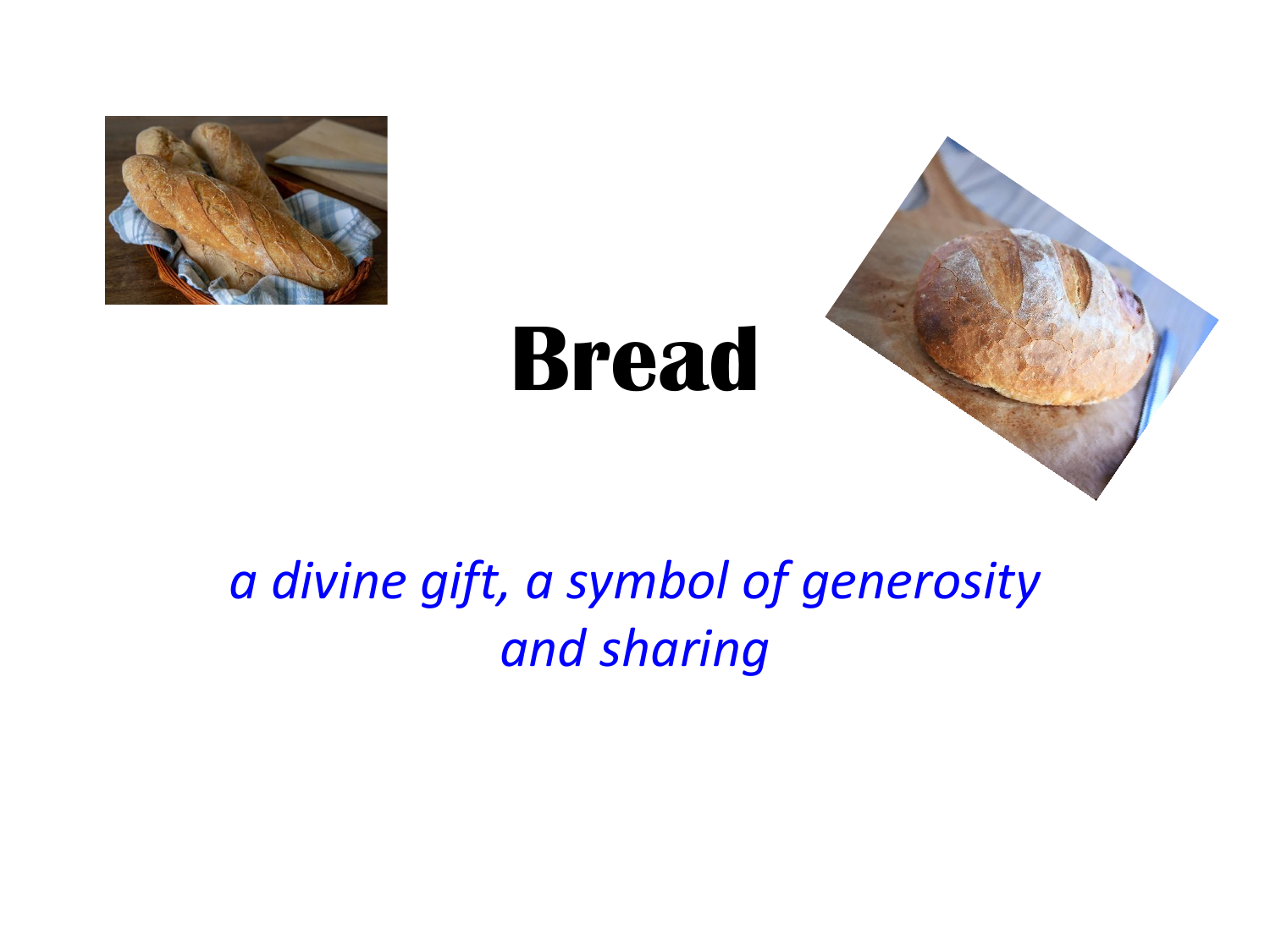# Bread

*a divine gift, a symbol of generosity and sharing*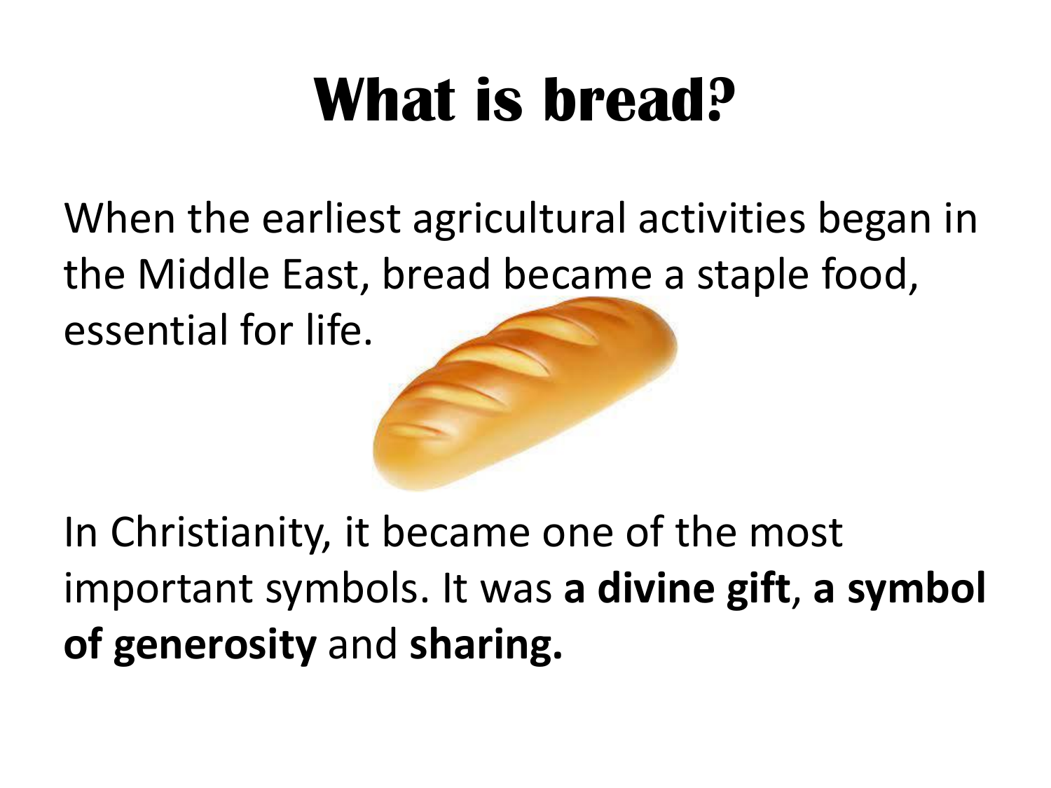# What is bread?

When the earliest agricultural activities began in the Middle East, bread became a staple food, essential for life.

In Christianity, it became one of the most important symbols. It was **a divine gift**, **a symbol of generosity** and **sharing.**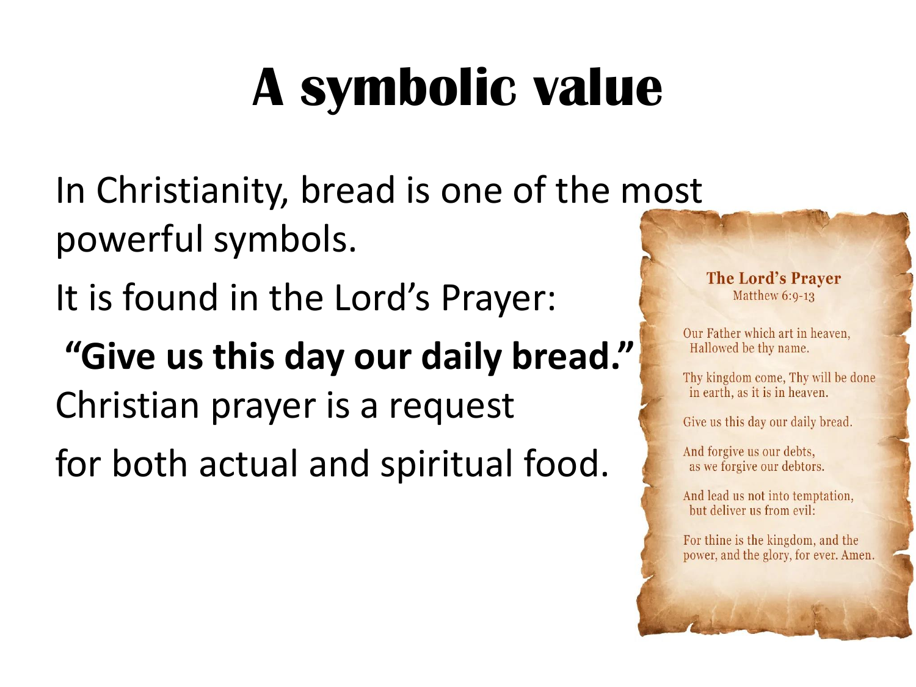# A symbolic value

In Christianity, bread is one of the most powerful symbols.

It is found in the Lord's Prayer:

**"Give us this day our daily bread."**

Christian prayer is a request

for both actual and spiritual food.

**The Lord's Prayer**
Matthew 6:9-13

Our Father which art in heaven,
Hallowed be thy name.

Thy kingdom come, Thy will be done
in earth, as it is in heaven.

Give us this day our daily bread.

And forgive us our debts,
as we forgive our debtors.

And lead us not into temptation,
but deliver us from evil:

For thine is the kingdom, and the
power, and the glory, for ever. Amen.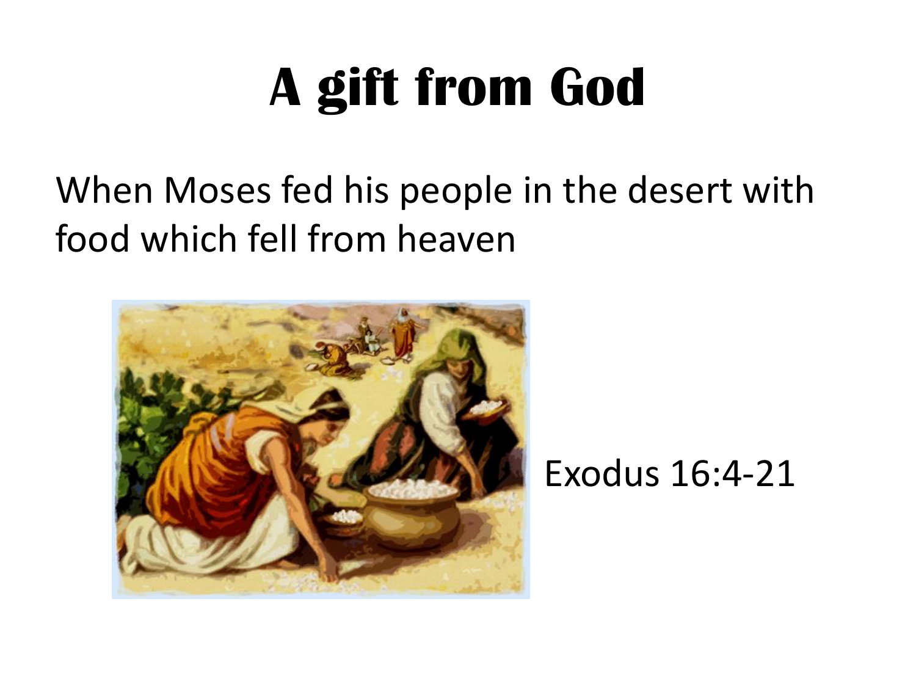# A gift from God

When Moses fed his people in the desert with food which fell from heaven

Exodus 16:4-21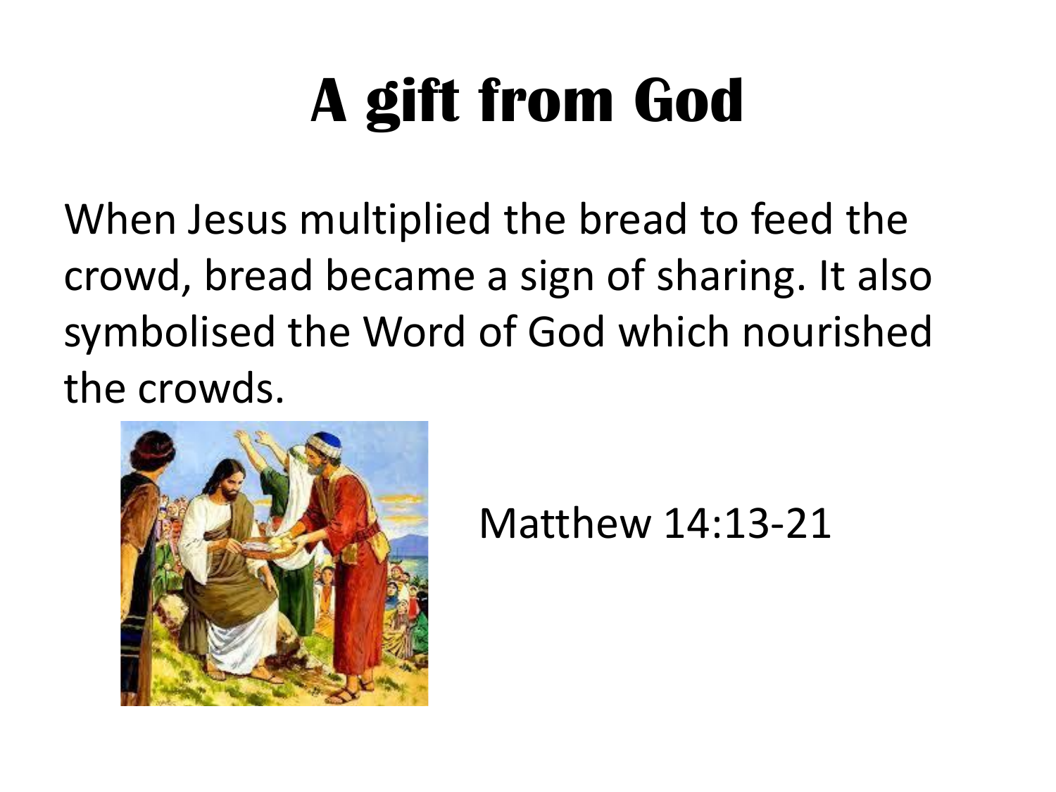# A gift from God

When Jesus multiplied the bread to feed the crowd, bread became a sign of sharing. It also symbolised the Word of God which nourished the crowds.

Matthew 14:13-21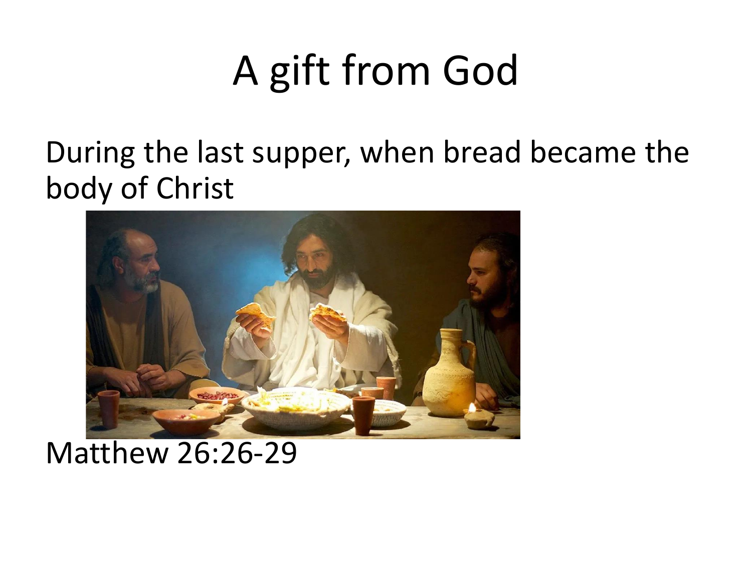# A gift from God

During the last supper, when bread became the body of Christ

Matthew 26:26-29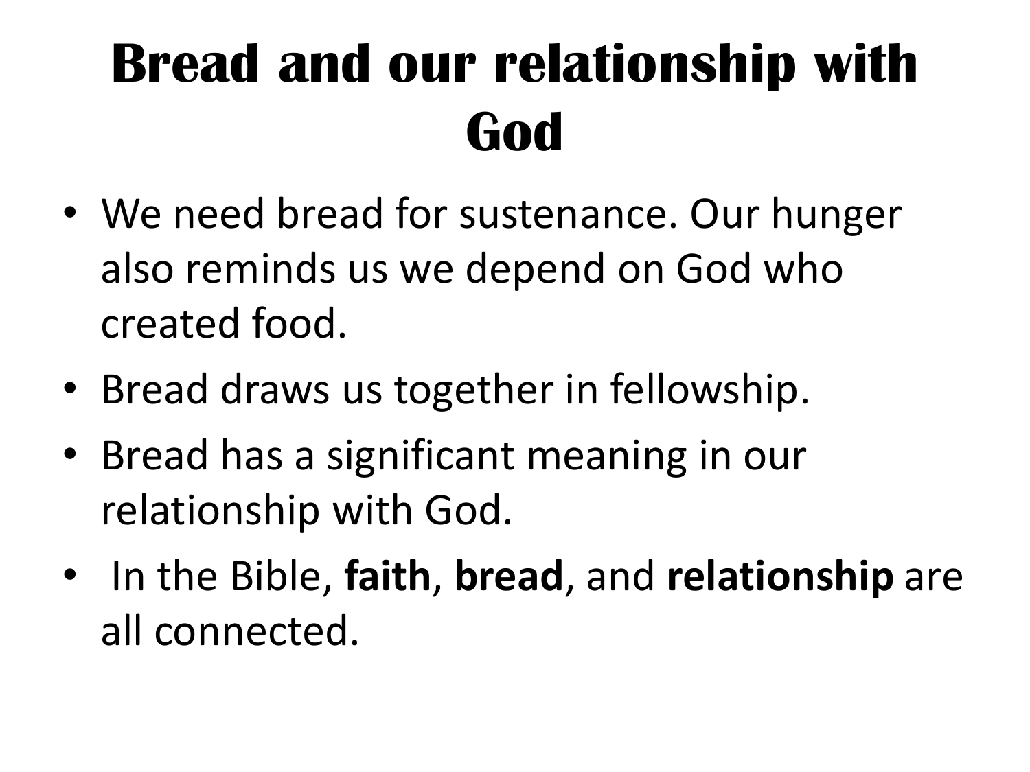# Bread and our relationship with God

- We need bread for sustenance. Our hunger also reminds us we depend on God who created food.
- Bread draws us together in fellowship.
- Bread has a significant meaning in our relationship with God.
- In the Bible, **faith**, **bread**, and **relationship** are all connected.